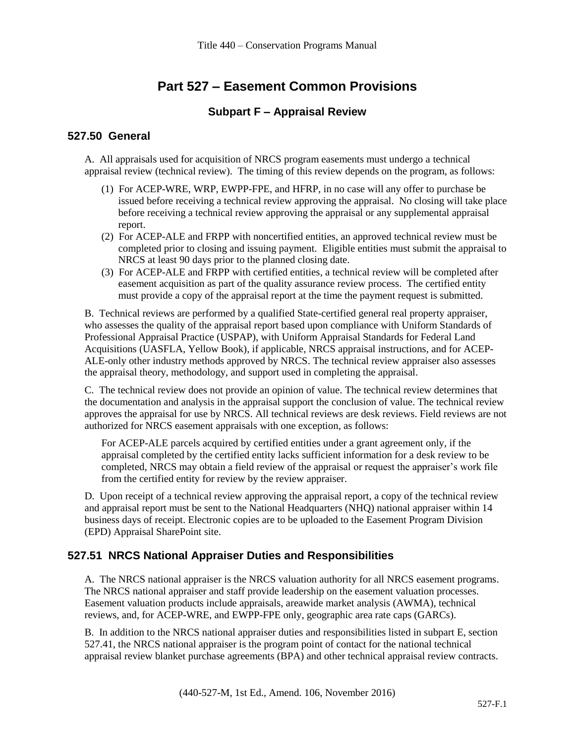# Part 527 – Easement Common Provisions

## Subpart F – Appraisal Review

### 527.50 General

A. All appraisals used for acquisition of NRCS program easements must undergo a technical appraisal review (technical review). The timing of this review depends on the program, as follows:

(1) For ACEP-WRE, WRP, EWPP-FPE, and HFRP, in no case will any offer to purchase be issued before receiving a technical review approving the appraisal. No closing will take place before receiving a technical review approving the appraisal or any supplemental appraisal report.

(2) For ACEP-ALE and FRPP with noncertified entities, an approved technical review must be completed prior to closing and issuing payment. Eligible entities must submit the appraisal to NRCS at least 90 days prior to the planned closing date.

(3) For ACEP-ALE and FRPP with certified entities, a technical review will be completed after easement acquisition as part of the quality assurance review process. The certified entity must provide a copy of the appraisal report at the time the payment request is submitted.

B. Technical reviews are performed by a qualified State-certified general real property appraiser, who assesses the quality of the appraisal report based upon compliance with Uniform Standards of Professional Appraisal Practice (USPAP), with Uniform Appraisal Standards for Federal Land Acquisitions (UASFLA, Yellow Book), if applicable, NRCS appraisal instructions, and for ACEP-ALE-only other industry methods approved by NRCS. The technical review appraiser also assesses the appraisal theory, methodology, and support used in completing the appraisal.

C. The technical review does not provide an opinion of value. The technical review determines that the documentation and analysis in the appraisal support the conclusion of value. The technical review approves the appraisal for use by NRCS. All technical reviews are desk reviews. Field reviews are not authorized for NRCS easement appraisals with one exception, as follows:

For ACEP-ALE parcels acquired by certified entities under a grant agreement only, if the appraisal completed by the certified entity lacks sufficient information for a desk review to be completed, NRCS may obtain a field review of the appraisal or request the appraiser's work file from the certified entity for review by the review appraiser.

D. Upon receipt of a technical review approving the appraisal report, a copy of the technical review and appraisal report must be sent to the National Headquarters (NHQ) national appraiser within 14 business days of receipt. Electronic copies are to be uploaded to the Easement Program Division (EPD) Appraisal SharePoint site.

### 527.51 NRCS National Appraiser Duties and Responsibilities

A. The NRCS national appraiser is the NRCS valuation authority for all NRCS easement programs. The NRCS national appraiser and staff provide leadership on the easement valuation processes. Easement valuation products include appraisals, areawide market analysis (AWMA), technical reviews, and, for ACEP-WRE, and EWPP-FPE only, geographic area rate caps (GARCs).

B. In addition to the NRCS national appraiser duties and responsibilities listed in subpart E, section 527.41, the NRCS national appraiser is the program point of contact for the national technical appraisal review blanket purchase agreements (BPA) and other technical appraisal review contracts.

(440-527-M, 1st Ed., Amend. 106, November 2016)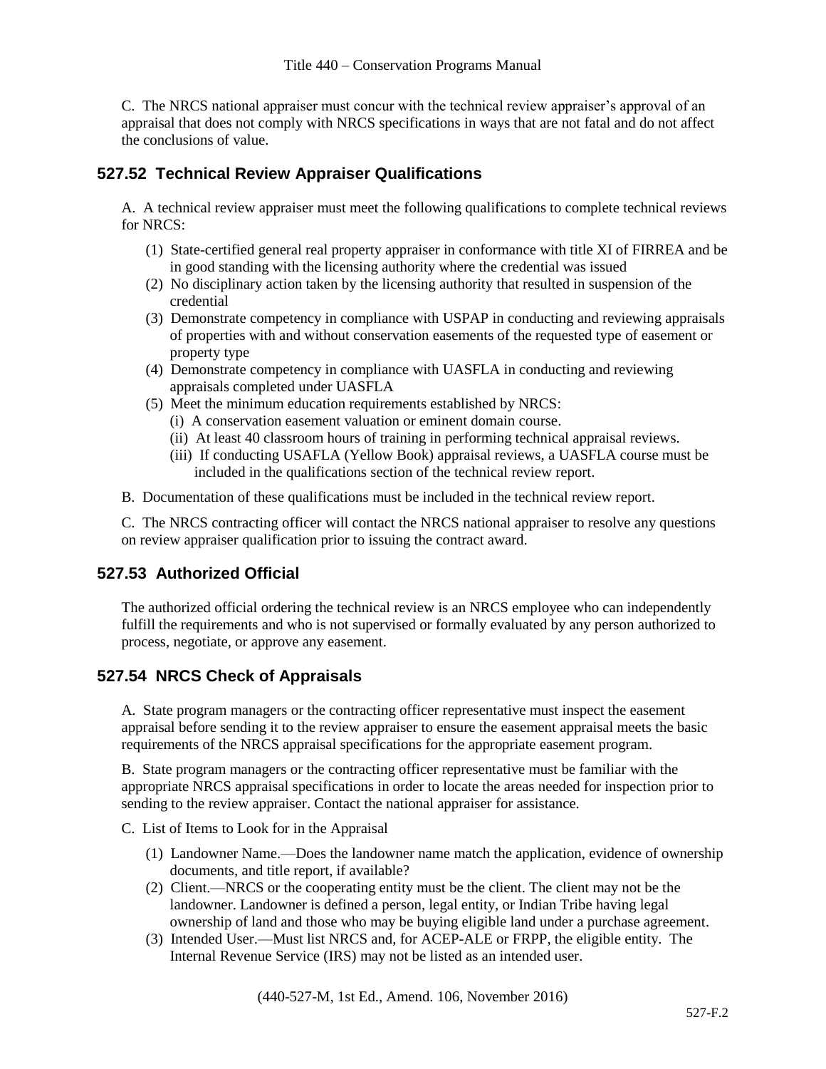C. The NRCS national appraiser must concur with the technical review appraiser's approval of an appraisal that does not comply with NRCS specifications in ways that are not fatal and do not affect the conclusions of value.

## 527.52 Technical Review Appraiser Qualifications

A. A technical review appraiser must meet the following qualifications to complete technical reviews for NRCS:

(1) State-certified general real property appraiser in conformance with title XI of FIRREA and be in good standing with the licensing authority where the credential was issued

(2) No disciplinary action taken by the licensing authority that resulted in suspension of the credential

(3) Demonstrate competency in compliance with USPAP in conducting and reviewing appraisals of properties with and without conservation easements of the requested type of easement or property type

(4) Demonstrate competency in compliance with UASFLA in conducting and reviewing appraisals completed under UASFLA

(5) Meet the minimum education requirements established by NRCS:

(i) A conservation easement valuation or eminent domain course.

(ii) At least 40 classroom hours of training in performing technical appraisal reviews.

(iii) If conducting USAFLA (Yellow Book) appraisal reviews, a UASFLA course must be included in the qualifications section of the technical review report.

B. Documentation of these qualifications must be included in the technical review report.

C. The NRCS contracting officer will contact the NRCS national appraiser to resolve any questions on review appraiser qualification prior to issuing the contract award.

## 527.53 Authorized Official

The authorized official ordering the technical review is an NRCS employee who can independently fulfill the requirements and who is not supervised or formally evaluated by any person authorized to process, negotiate, or approve any easement.

## 527.54 NRCS Check of Appraisals

A. State program managers or the contracting officer representative must inspect the easement appraisal before sending it to the review appraiser to ensure the easement appraisal meets the basic requirements of the NRCS appraisal specifications for the appropriate easement program.

B. State program managers or the contracting officer representative must be familiar with the appropriate NRCS appraisal specifications in order to locate the areas needed for inspection prior to sending to the review appraiser. Contact the national appraiser for assistance.

C. List of Items to Look for in the Appraisal

(1) Landowner Name.—Does the landowner name match the application, evidence of ownership documents, and title report, if available?

(2) Client.—NRCS or the cooperating entity must be the client. The client may not be the landowner. Landowner is defined a person, legal entity, or Indian Tribe having legal ownership of land and those who may be buying eligible land under a purchase agreement.

(3) Intended User.—Must list NRCS and, for ACEP-ALE or FRPP, the eligible entity. The Internal Revenue Service (IRS) may not be listed as an intended user.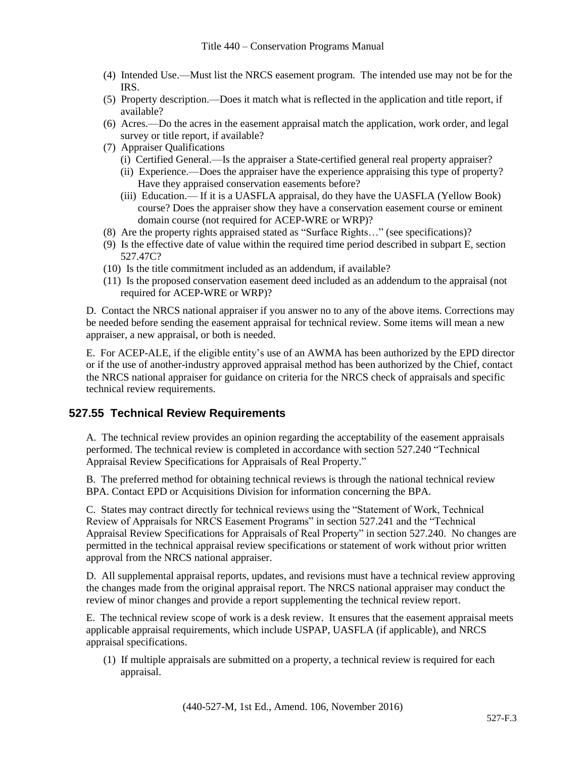(4) Intended Use.—Must list the NRCS easement program. The intended use may not be for the IRS.

(5) Property description.—Does it match what is reflected in the application and title report, if available?

(6) Acres.—Do the acres in the easement appraisal match the application, work order, and legal survey or title report, if available?

(7) Appraiser Qualifications

(i) Certified General.—Is the appraiser a State-certified general real property appraiser?

(ii) Experience.—Does the appraiser have the experience appraising this type of property? Have they appraised conservation easements before?

(iii) Education.— If it is a UASFLA appraisal, do they have the UASFLA (Yellow Book) course? Does the appraiser show they have a conservation easement course or eminent domain course (not required for ACEP-WRE or WRP)?

(8) Are the property rights appraised stated as "Surface Rights…" (see specifications)?

(9) Is the effective date of value within the required time period described in subpart E, section 527.47C?

(10) Is the title commitment included as an addendum, if available?

(11) Is the proposed conservation easement deed included as an addendum to the appraisal (not required for ACEP-WRE or WRP)?

D. Contact the NRCS national appraiser if you answer no to any of the above items. Corrections may be needed before sending the easement appraisal for technical review. Some items will mean a new appraiser, a new appraisal, or both is needed.

E. For ACEP-ALE, if the eligible entity's use of an AWMA has been authorized by the EPD director or if the use of another-industry approved appraisal method has been authorized by the Chief, contact the NRCS national appraiser for guidance on criteria for the NRCS check of appraisals and specific technical review requirements.

## 527.55 Technical Review Requirements

A. The technical review provides an opinion regarding the acceptability of the easement appraisals performed. The technical review is completed in accordance with section 527.240 "Technical Appraisal Review Specifications for Appraisals of Real Property."

B. The preferred method for obtaining technical reviews is through the national technical review BPA. Contact EPD or Acquisitions Division for information concerning the BPA.

C. States may contract directly for technical reviews using the "Statement of Work, Technical Review of Appraisals for NRCS Easement Programs" in section 527.241 and the "Technical Appraisal Review Specifications for Appraisals of Real Property" in section 527.240. No changes are permitted in the technical appraisal review specifications or statement of work without prior written approval from the NRCS national appraiser.

D. All supplemental appraisal reports, updates, and revisions must have a technical review approving the changes made from the original appraisal report. The NRCS national appraiser may conduct the review of minor changes and provide a report supplementing the technical review report.

E. The technical review scope of work is a desk review. It ensures that the easement appraisal meets applicable appraisal requirements, which include USPAP, UASFLA (if applicable), and NRCS appraisal specifications.

(1) If multiple appraisals are submitted on a property, a technical review is required for each appraisal.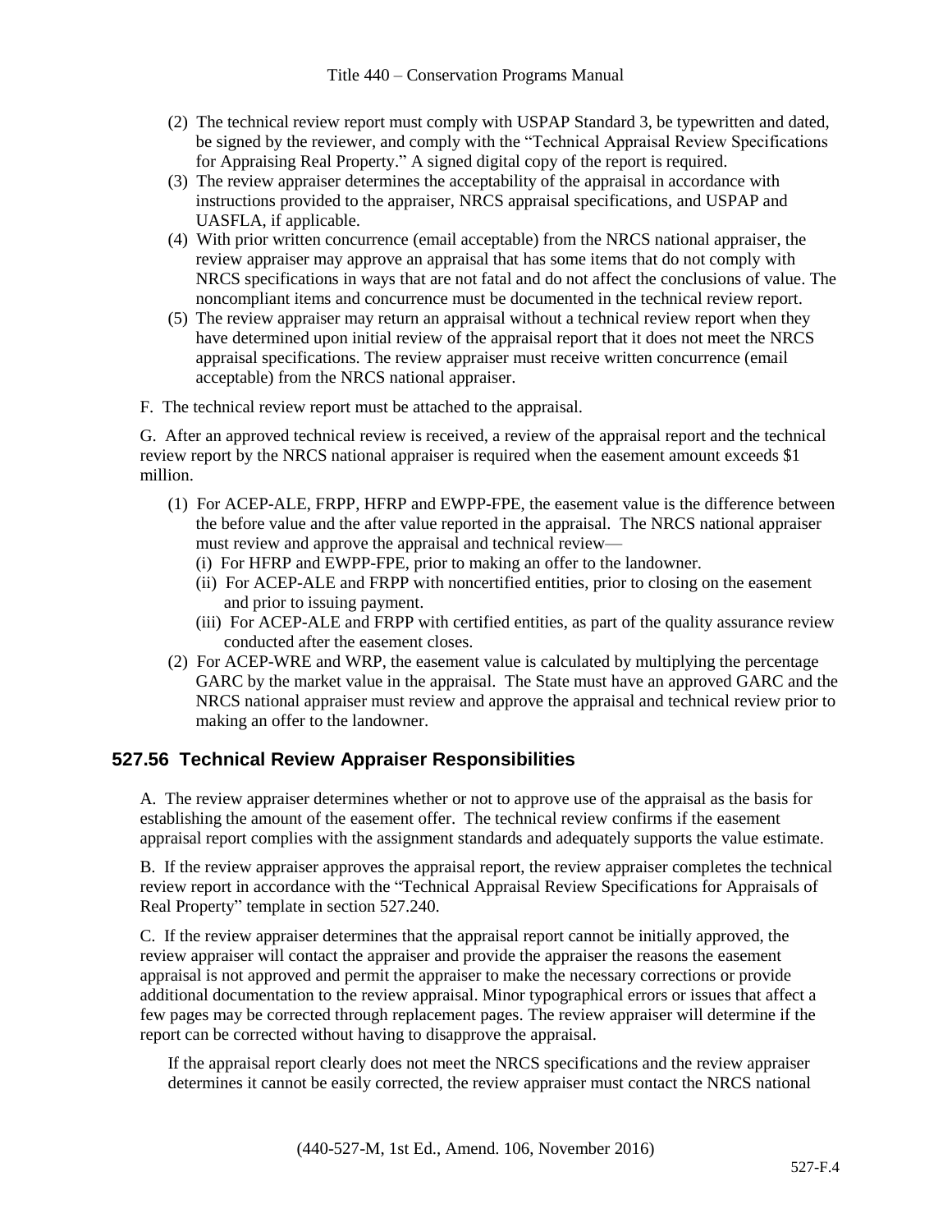(2) The technical review report must comply with USPAP Standard 3, be typewritten and dated, be signed by the reviewer, and comply with the "Technical Appraisal Review Specifications for Appraising Real Property." A signed digital copy of the report is required.

(3) The review appraiser determines the acceptability of the appraisal in accordance with instructions provided to the appraiser, NRCS appraisal specifications, and USPAP and UASFLA, if applicable.

(4) With prior written concurrence (email acceptable) from the NRCS national appraiser, the review appraiser may approve an appraisal that has some items that do not comply with NRCS specifications in ways that are not fatal and do not affect the conclusions of value. The noncompliant items and concurrence must be documented in the technical review report.

(5) The review appraiser may return an appraisal without a technical review report when they have determined upon initial review of the appraisal report that it does not meet the NRCS appraisal specifications. The review appraiser must receive written concurrence (email acceptable) from the NRCS national appraiser.

F. The technical review report must be attached to the appraisal.

G. After an approved technical review is received, a review of the appraisal report and the technical review report by the NRCS national appraiser is required when the easement amount exceeds $1 million.

(1) For ACEP-ALE, FRPP, HFRP and EWPP-FPE, the easement value is the difference between the before value and the after value reported in the appraisal. The NRCS national appraiser must review and approve the appraisal and technical review—

(i) For HFRP and EWPP-FPE, prior to making an offer to the landowner.

(ii) For ACEP-ALE and FRPP with noncertified entities, prior to closing on the easement and prior to issuing payment.

(iii) For ACEP-ALE and FRPP with certified entities, as part of the quality assurance review conducted after the easement closes.

(2) For ACEP-WRE and WRP, the easement value is calculated by multiplying the percentage GARC by the market value in the appraisal. The State must have an approved GARC and the NRCS national appraiser must review and approve the appraisal and technical review prior to making an offer to the landowner.

## 527.56 Technical Review Appraiser Responsibilities

A. The review appraiser determines whether or not to approve use of the appraisal as the basis for establishing the amount of the easement offer. The technical review confirms if the easement appraisal report complies with the assignment standards and adequately supports the value estimate.

B. If the review appraiser approves the appraisal report, the review appraiser completes the technical review report in accordance with the "Technical Appraisal Review Specifications for Appraisals of Real Property" template in section 527.240.

C. If the review appraiser determines that the appraisal report cannot be initially approved, the review appraiser will contact the appraiser and provide the appraiser the reasons the easement appraisal is not approved and permit the appraiser to make the necessary corrections or provide additional documentation to the review appraisal. Minor typographical errors or issues that affect a few pages may be corrected through replacement pages. The review appraiser will determine if the report can be corrected without having to disapprove the appraisal.

If the appraisal report clearly does not meet the NRCS specifications and the review appraiser determines it cannot be easily corrected, the review appraiser must contact the NRCS national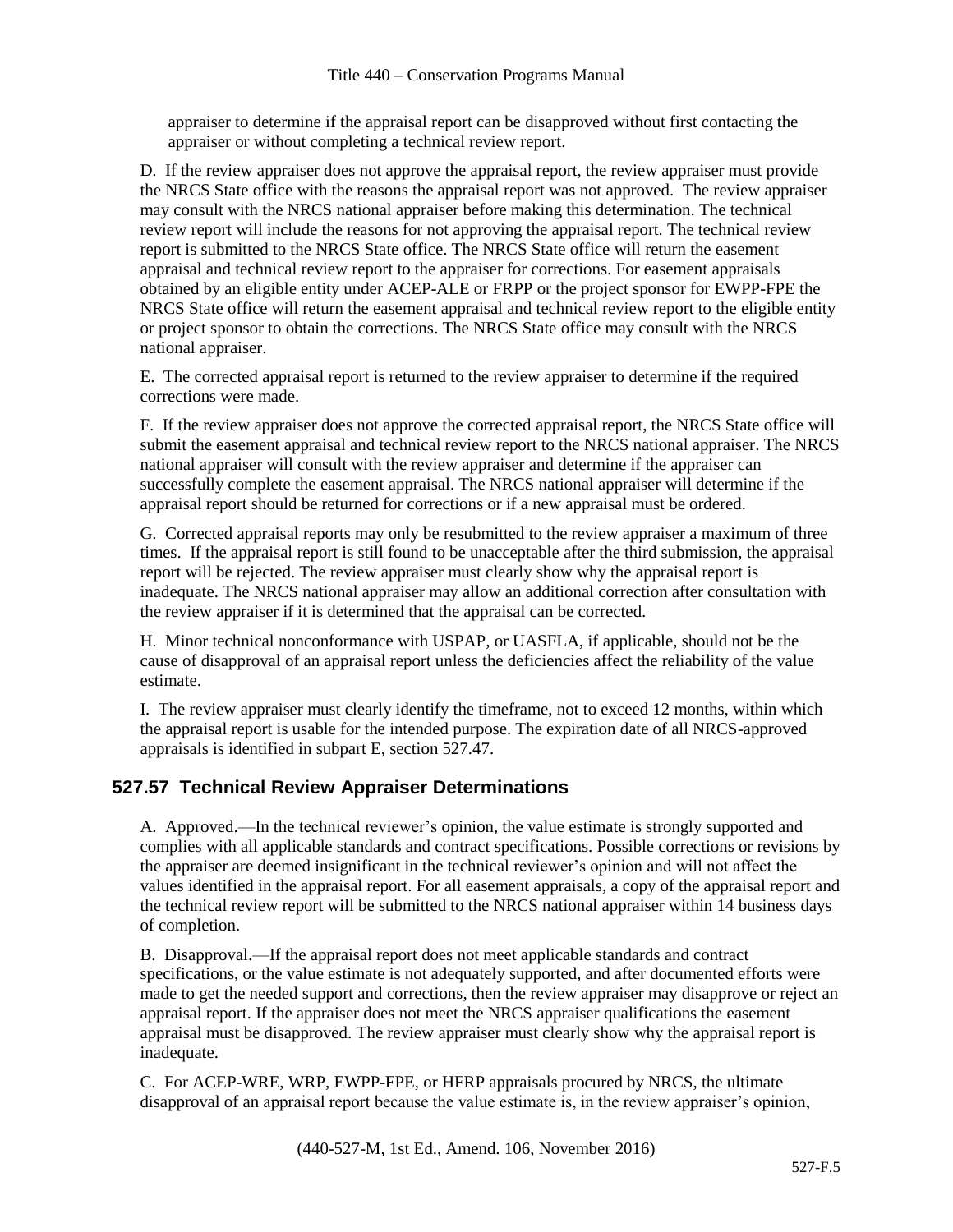appraiser to determine if the appraisal report can be disapproved without first contacting the appraiser or without completing a technical review report.

D. If the review appraiser does not approve the appraisal report, the review appraiser must provide the NRCS State office with the reasons the appraisal report was not approved. The review appraiser may consult with the NRCS national appraiser before making this determination. The technical review report will include the reasons for not approving the appraisal report. The technical review report is submitted to the NRCS State office. The NRCS State office will return the easement appraisal and technical review report to the appraiser for corrections. For easement appraisals obtained by an eligible entity under ACEP-ALE or FRPP or the project sponsor for EWPP-FPE the NRCS State office will return the easement appraisal and technical review report to the eligible entity or project sponsor to obtain the corrections. The NRCS State office may consult with the NRCS national appraiser.

E. The corrected appraisal report is returned to the review appraiser to determine if the required corrections were made.

F. If the review appraiser does not approve the corrected appraisal report, the NRCS State office will submit the easement appraisal and technical review report to the NRCS national appraiser. The NRCS national appraiser will consult with the review appraiser and determine if the appraiser can successfully complete the easement appraisal. The NRCS national appraiser will determine if the appraisal report should be returned for corrections or if a new appraisal must be ordered.

G. Corrected appraisal reports may only be resubmitted to the review appraiser a maximum of three times. If the appraisal report is still found to be unacceptable after the third submission, the appraisal report will be rejected. The review appraiser must clearly show why the appraisal report is inadequate. The NRCS national appraiser may allow an additional correction after consultation with the review appraiser if it is determined that the appraisal can be corrected.

H. Minor technical nonconformance with USPAP, or UASFLA, if applicable, should not be the cause of disapproval of an appraisal report unless the deficiencies affect the reliability of the value estimate.

I. The review appraiser must clearly identify the timeframe, not to exceed 12 months, within which the appraisal report is usable for the intended purpose. The expiration date of all NRCS-approved appraisals is identified in subpart E, section 527.47.

## 527.57 Technical Review Appraiser Determinations

A. Approved.—In the technical reviewer's opinion, the value estimate is strongly supported and complies with all applicable standards and contract specifications. Possible corrections or revisions by the appraiser are deemed insignificant in the technical reviewer's opinion and will not affect the values identified in the appraisal report. For all easement appraisals, a copy of the appraisal report and the technical review report will be submitted to the NRCS national appraiser within 14 business days of completion.

B. Disapproval.—If the appraisal report does not meet applicable standards and contract specifications, or the value estimate is not adequately supported, and after documented efforts were made to get the needed support and corrections, then the review appraiser may disapprove or reject an appraisal report. If the appraiser does not meet the NRCS appraiser qualifications the easement appraisal must be disapproved. The review appraiser must clearly show why the appraisal report is inadequate.

C. For ACEP-WRE, WRP, EWPP-FPE, or HFRP appraisals procured by NRCS, the ultimate disapproval of an appraisal report because the value estimate is, in the review appraiser's opinion,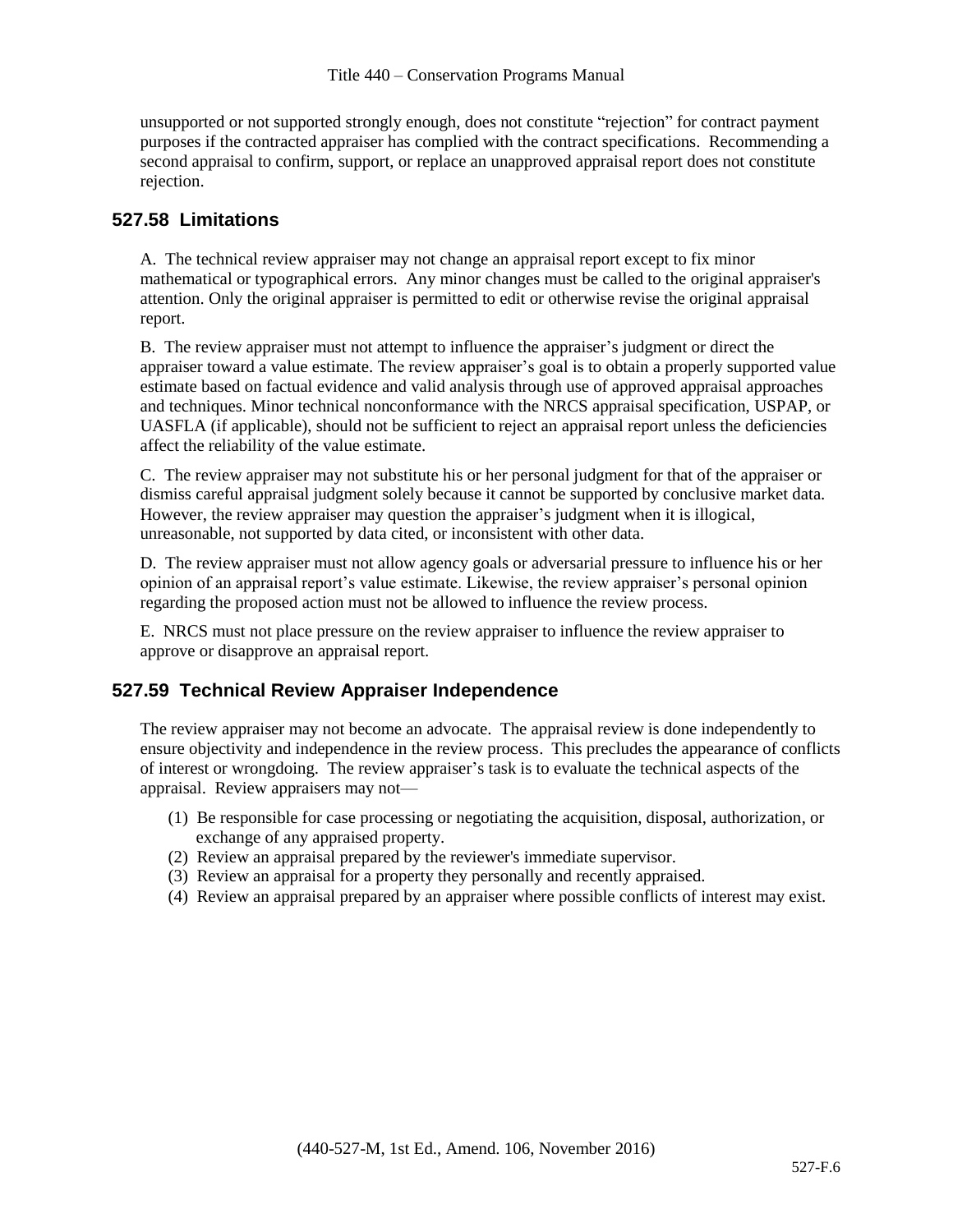unsupported or not supported strongly enough, does not constitute "rejection" for contract payment purposes if the contracted appraiser has complied with the contract specifications. Recommending a second appraisal to confirm, support, or replace an unapproved appraisal report does not constitute rejection.

## 527.58 Limitations

A. The technical review appraiser may not change an appraisal report except to fix minor mathematical or typographical errors. Any minor changes must be called to the original appraiser's attention. Only the original appraiser is permitted to edit or otherwise revise the original appraisal report.

B. The review appraiser must not attempt to influence the appraiser's judgment or direct the appraiser toward a value estimate. The review appraiser's goal is to obtain a properly supported value estimate based on factual evidence and valid analysis through use of approved appraisal approaches and techniques. Minor technical nonconformance with the NRCS appraisal specification, USPAP, or UASFLA (if applicable), should not be sufficient to reject an appraisal report unless the deficiencies affect the reliability of the value estimate.

C. The review appraiser may not substitute his or her personal judgment for that of the appraiser or dismiss careful appraisal judgment solely because it cannot be supported by conclusive market data. However, the review appraiser may question the appraiser's judgment when it is illogical, unreasonable, not supported by data cited, or inconsistent with other data.

D. The review appraiser must not allow agency goals or adversarial pressure to influence his or her opinion of an appraisal report's value estimate. Likewise, the review appraiser's personal opinion regarding the proposed action must not be allowed to influence the review process.

E. NRCS must not place pressure on the review appraiser to influence the review appraiser to approve or disapprove an appraisal report.

## 527.59 Technical Review Appraiser Independence

The review appraiser may not become an advocate. The appraisal review is done independently to ensure objectivity and independence in the review process. This precludes the appearance of conflicts of interest or wrongdoing. The review appraiser's task is to evaluate the technical aspects of the appraisal. Review appraisers may not—

(1) Be responsible for case processing or negotiating the acquisition, disposal, authorization, or exchange of any appraised property.
(2) Review an appraisal prepared by the reviewer's immediate supervisor.
(3) Review an appraisal for a property they personally and recently appraised.
(4) Review an appraisal prepared by an appraiser where possible conflicts of interest may exist.